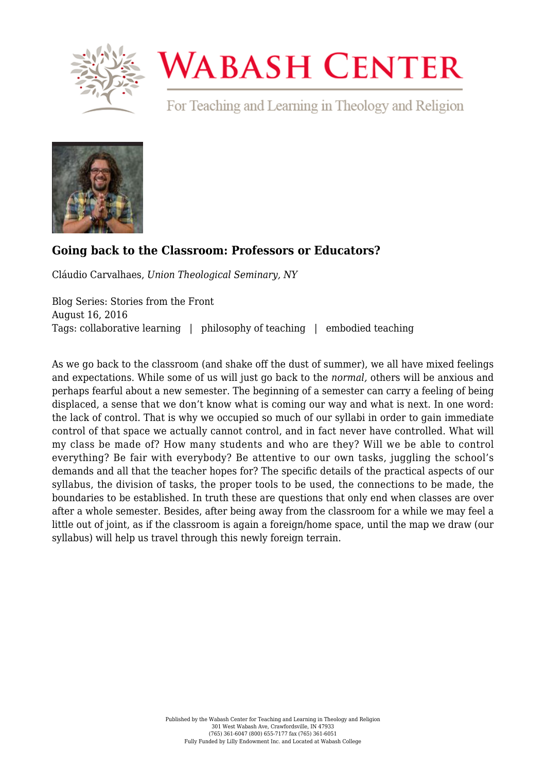# Wabash Center

For Teaching and Learning in Theology and Religion

## Going back to the Classroom: Professors or Educators?

Cláudio Carvalhaes, *Union Theological Seminary, NY*

Blog Series: Stories from the Front
August 16, 2016
Tags: collaborative learning | philosophy of teaching | embodied teaching

As we go back to the classroom (and shake off the dust of summer), we all have mixed feelings and expectations. While some of us will just go back to the *normal,* others will be anxious and perhaps fearful about a new semester. The beginning of a semester can carry a feeling of being displaced, a sense that we don't know what is coming our way and what is next. In one word: the lack of control. That is why we occupied so much of our syllabi in order to gain immediate control of that space we actually cannot control, and in fact never have controlled. What will my class be made of? How many students and who are they? Will we be able to control everything? Be fair with everybody? Be attentive to our own tasks, juggling the school's demands and all that the teacher hopes for? The specific details of the practical aspects of our syllabus, the division of tasks, the proper tools to be used, the connections to be made, the boundaries to be established. In truth these are questions that only end when classes are over after a whole semester. Besides, after being away from the classroom for a while we may feel a little out of joint, as if the classroom is again a foreign/home space, until the map we draw (our syllabus) will help us travel through this newly foreign terrain.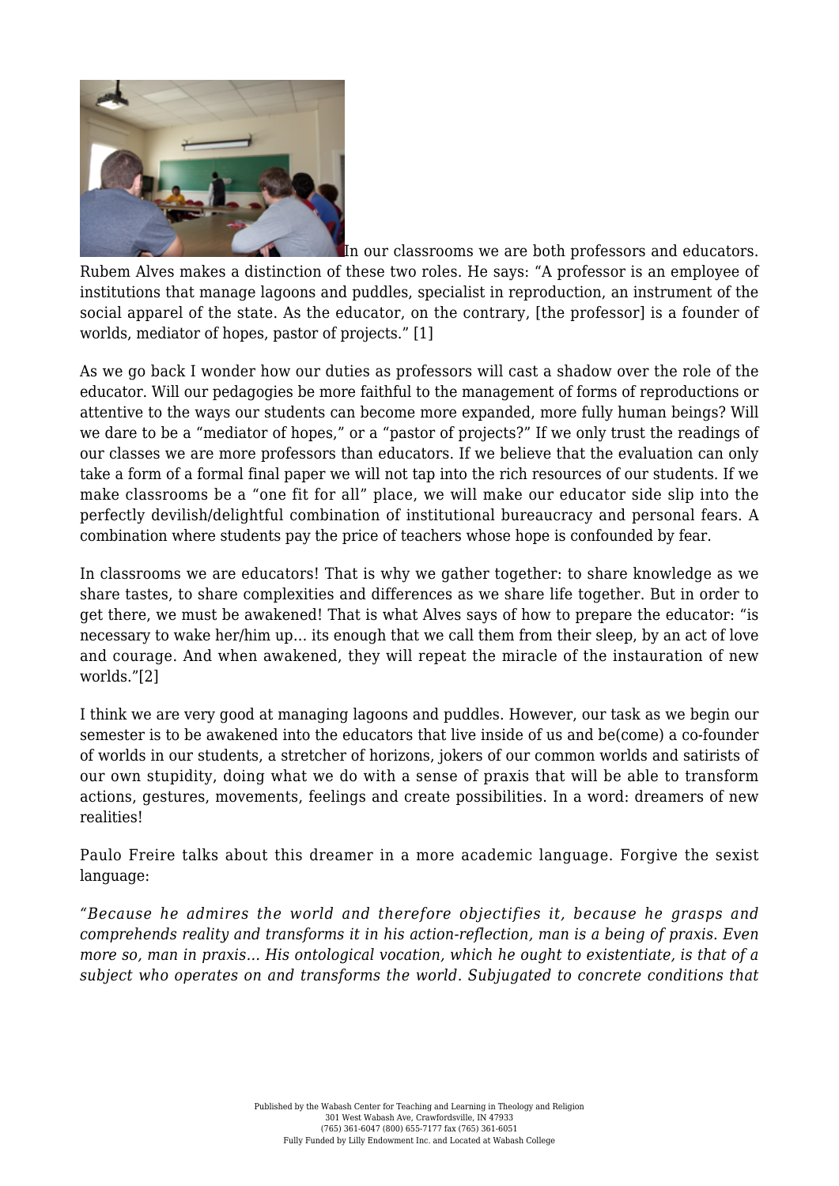In our classrooms we are both professors and educators. Rubem Alves makes a distinction of these two roles. He says: “A professor is an employee of institutions that manage lagoons and puddles, specialist in reproduction, an instrument of the social apparel of the state. As the educator, on the contrary, [the professor] is a founder of worlds, mediator of hopes, pastor of projects.” [1]

As we go back I wonder how our duties as professors will cast a shadow over the role of the educator. Will our pedagogies be more faithful to the management of forms of reproductions or attentive to the ways our students can become more expanded, more fully human beings? Will we dare to be a “mediator of hopes,” or a “pastor of projects?” If we only trust the readings of our classes we are more professors than educators. If we believe that the evaluation can only take a form of a formal final paper we will not tap into the rich resources of our students. If we make classrooms be a “one fit for all” place, we will make our educator side slip into the perfectly devilish/delightful combination of institutional bureaucracy and personal fears. A combination where students pay the price of teachers whose hope is confounded by fear.

In classrooms we are educators! That is why we gather together: to share knowledge as we share tastes, to share complexities and differences as we share life together. But in order to get there, we must be awakened! That is what Alves says of how to prepare the educator: “is necessary to wake her/him up… its enough that we call them from their sleep, by an act of love and courage. And when awakened, they will repeat the miracle of the instauration of new worlds.”[2]

I think we are very good at managing lagoons and puddles. However, our task as we begin our semester is to be awakened into the educators that live inside of us and be(come) a co-founder of worlds in our students, a stretcher of horizons, jokers of our common worlds and satirists of our own stupidity, doing what we do with a sense of praxis that will be able to transform actions, gestures, movements, feelings and create possibilities. In a word: dreamers of new realities!

Paulo Freire talks about this dreamer in a more academic language. Forgive the sexist language:

*“Because he admires the world and therefore objectifies it, because he grasps and comprehends reality and transforms it in his action-reflection, man is a being of praxis. Even more so, man in praxis… His ontological vocation, which he ought to existentiate, is that of a subject who operates on and transforms the world. Subjugated to concrete conditions that*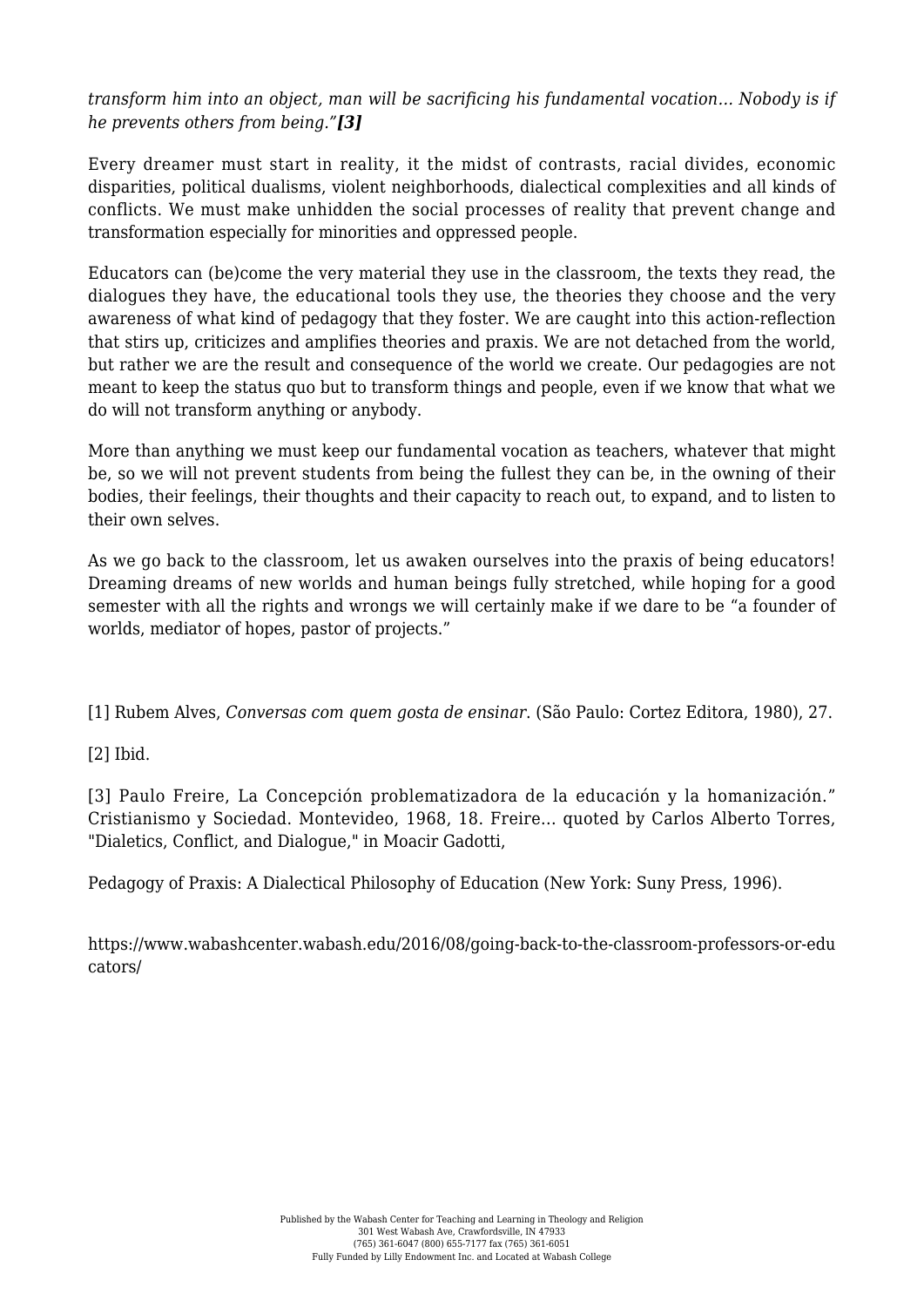*transform him into an object, man will be sacrificing his fundamental vocation... Nobody is if he prevents others from being."**[3]***

Every dreamer must start in reality, it the midst of contrasts, racial divides, economic disparities, political dualisms, violent neighborhoods, dialectical complexities and all kinds of conflicts. We must make unhidden the social processes of reality that prevent change and transformation especially for minorities and oppressed people.

Educators can (be)come the very material they use in the classroom, the texts they read, the dialogues they have, the educational tools they use, the theories they choose and the very awareness of what kind of pedagogy that they foster. We are caught into this action-reflection that stirs up, criticizes and amplifies theories and praxis. We are not detached from the world, but rather we are the result and consequence of the world we create. Our pedagogies are not meant to keep the status quo but to transform things and people, even if we know that what we do will not transform anything or anybody.

More than anything we must keep our fundamental vocation as teachers, whatever that might be, so we will not prevent students from being the fullest they can be, in the owning of their bodies, their feelings, their thoughts and their capacity to reach out, to expand, and to listen to their own selves.

As we go back to the classroom, let us awaken ourselves into the praxis of being educators! Dreaming dreams of new worlds and human beings fully stretched, while hoping for a good semester with all the rights and wrongs we will certainly make if we dare to be "a founder of worlds, mediator of hopes, pastor of projects."

[1] Rubem Alves, *Conversas com quem gosta de ensinar*. (São Paulo: Cortez Editora, 1980), 27.

[2] Ibid.

[3] Paulo Freire, La Concepción problematizadora de la educación y la homanización." Cristianismo y Sociedad. Montevideo, 1968, 18. Freire... quoted by Carlos Alberto Torres, "Dialetics, Conflict, and Dialogue," in Moacir Gadotti,

Pedagogy of Praxis: A Dialectical Philosophy of Education (New York: Suny Press, 1996).

https://www.wabashcenter.wabash.edu/2016/08/going-back-to-the-classroom-professors-or-educators/

Published by the Wabash Center for Teaching and Learning in Theology and Religion
301 West Wabash Ave, Crawfordsville, IN 47933
(765) 361-6047 (800) 655-7177 fax (765) 361-6051
Fully Funded by Lilly Endowment Inc. and Located at Wabash College